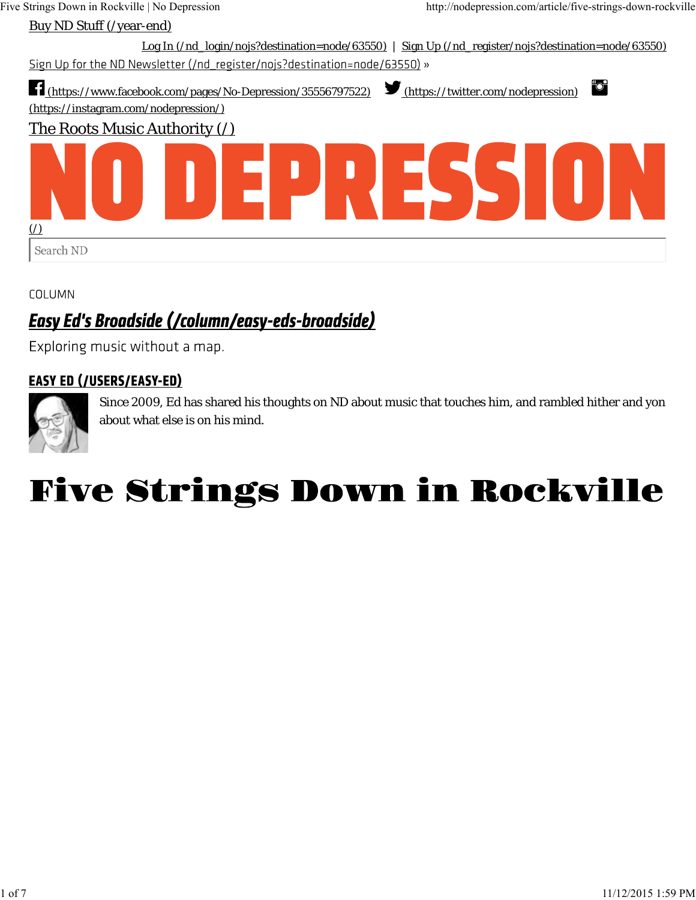Buy ND Stuff (/year-end)

Log In (/nd_login/nojs?destination=node/63550) | Sign Up (/nd_register/nojs?destination=node/63550)

Sign Up for the ND Newsletter (/nd_register/nojs?destination=node/63550) »

(https://www.facebook.com/pages/No-Depression/35556797522) (https://twitter.com/nodepression) (https://instagram.com/nodepression/)

The Roots Music Authority (/)

# NO DEPRESSION

(/)

Search ND

COLUMN

## *Easy Ed's Broadside (/column/easy-eds-broadside)*

Exploring music without a map.

### EASY ED (/USERS/EASY-ED)

Since 2009, Ed has shared his thoughts on ND about music that touches him, and rambled hither and yon about what else is on his mind.

# Five Strings Down in Rockville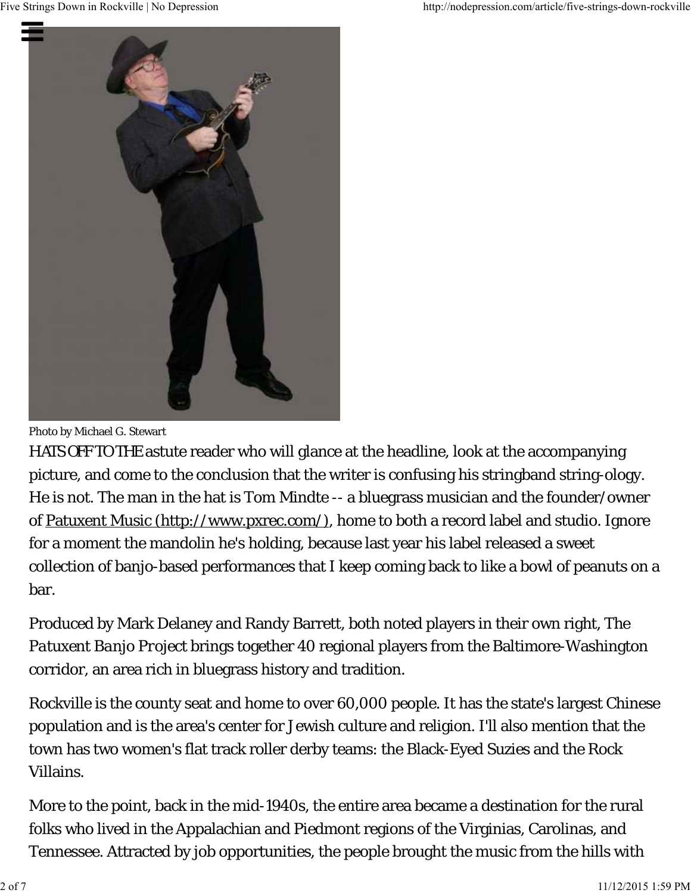Photo by Michael G. Stewart

HATS OFF TO THE astute reader who will glance at the headline, look at the accompanying picture, and come to the conclusion that the writer is confusing his stringband string-ology. He is not. The man in the hat is Tom Mindte -- a bluegrass musician and the founder/owner of Patuxent Music (http://www.pxrec.com/), home to both a record label and studio. Ignore for a moment the mandolin he's holding, because last year his label released a sweet collection of banjo-based performances that I keep coming back to like a bowl of peanuts on a bar.

Produced by Mark Delaney and Randy Barrett, both noted players in their own right, The *Patuxent Banjo Project* brings together 40 regional players from the Baltimore-Washington corridor, an area rich in bluegrass history and tradition.

Rockville is the county seat and home to over 60,000 people. It has the state's largest Chinese population and is the area's center for Jewish culture and religion. I'll also mention that the town has two women's flat track roller derby teams: the Black-Eyed Suzies and the Rock Villains.

More to the point, back in the mid-1940s, the entire area became a destination for the rural folks who lived in the Appalachian and Piedmont regions of the Virginias, Carolinas, and Tennessee. Attracted by job opportunities, the people brought the music from the hills with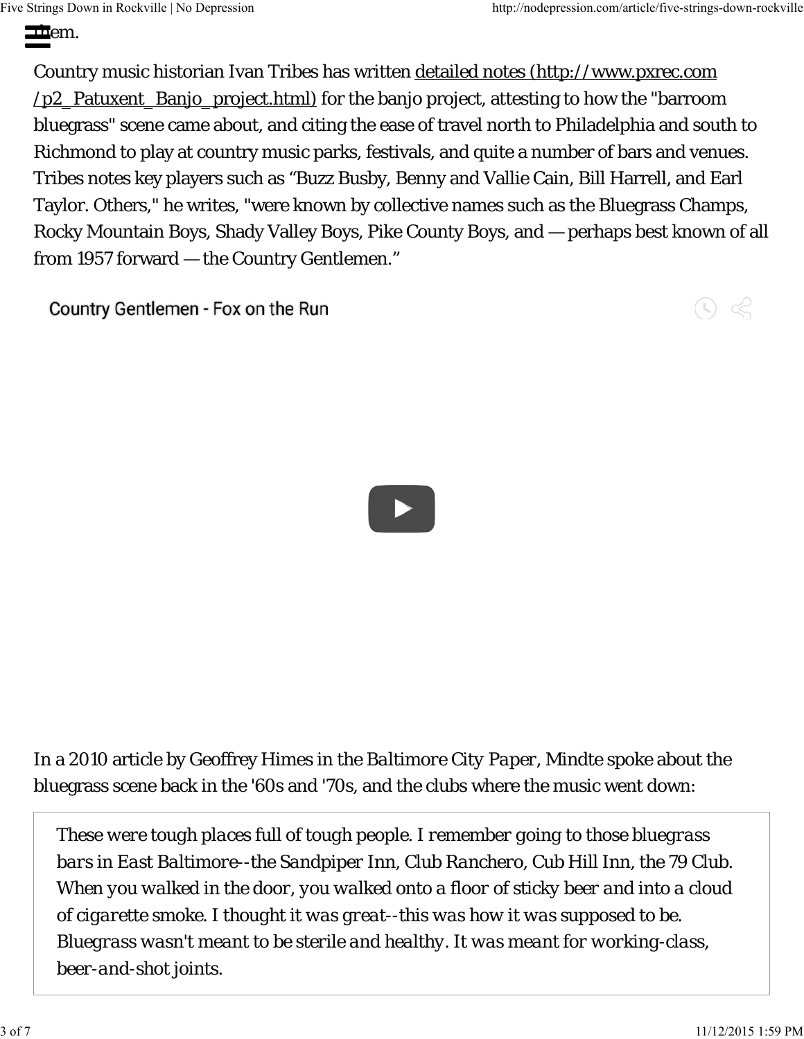them.

Country music historian Ivan Tribes has written detailed notes (http://www.pxrec.com/p2_Patuxent_Banjo_project.html) for the banjo project, attesting to how the "barroom bluegrass" scene came about, and citing the ease of travel north to Philadelphia and south to Richmond to play at country music parks, festivals, and quite a number of bars and venues. Tribes notes key players such as "Buzz Busby, Benny and Vallie Cain, Bill Harrell, and Earl Taylor. Others," he writes, "were known by collective names such as the Bluegrass Champs, Rocky Mountain Boys, Shady Valley Boys, Pike County Boys, and — perhaps best known of all from 1957 forward — the Country Gentlemen."

Country Gentlemen - Fox on the Run

In a 2010 article by Geoffrey Himes in the *Baltimore City Paper*, Mindte spoke about the bluegrass scene back in the '60s and '70s, and the clubs where the music went down:

> *These were tough places full of tough people. I remember going to those bluegrass bars in East Baltimore--the Sandpiper Inn, Club Ranchero, Cub Hill Inn, the 79 Club. When you walked in the door, you walked onto a floor of sticky beer and into a cloud of cigarette smoke. I thought it was great--this was how it was supposed to be. Bluegrass wasn't meant to be sterile and healthy. It was meant for working-class, beer-and-shot joints.*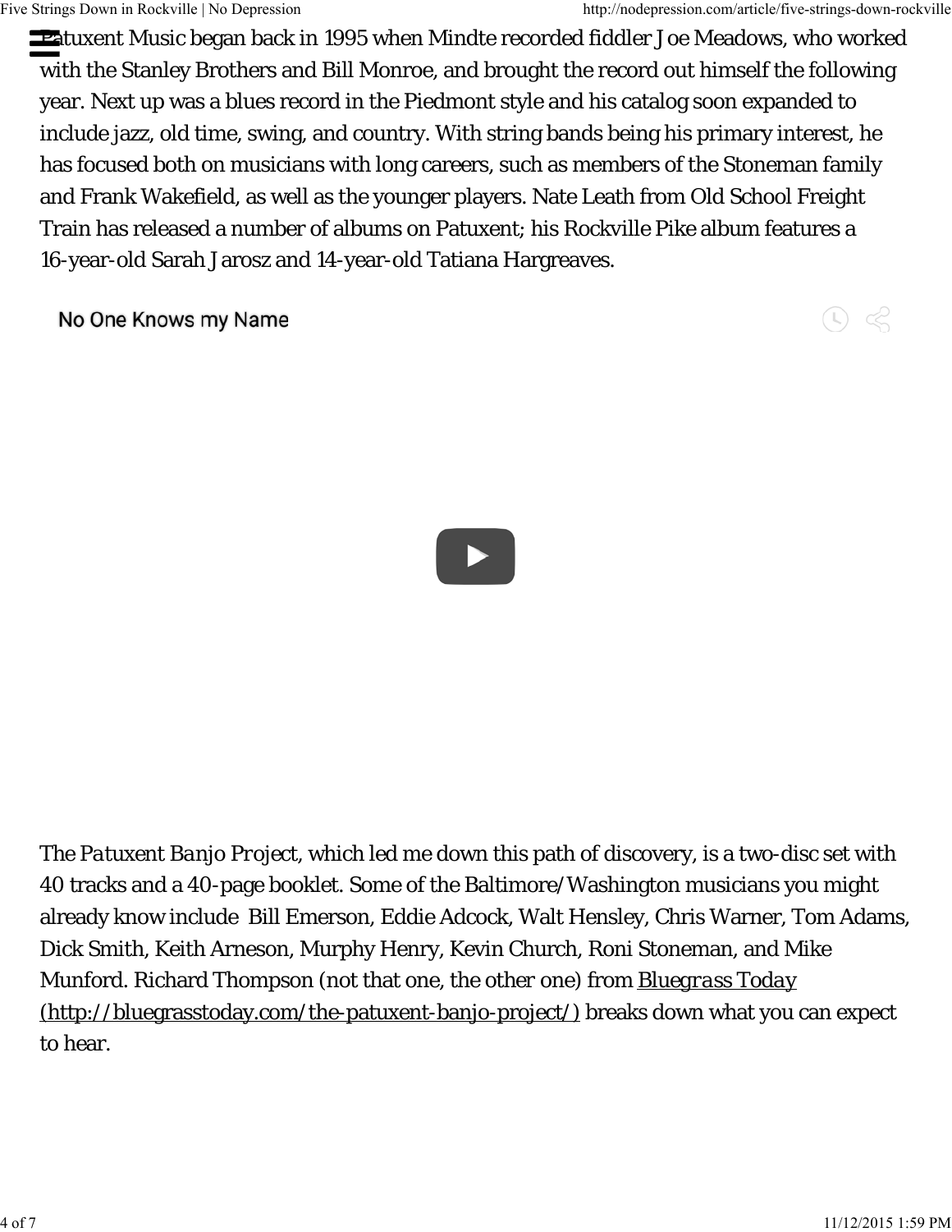Patuxent Music began back in 1995 when Mindte recorded fiddler Joe Meadows, who worked with the Stanley Brothers and Bill Monroe, and brought the record out himself the following year. Next up was a blues record in the Piedmont style and his catalog soon expanded to include jazz, old time, swing, and country. With string bands being his primary interest, he has focused both on musicians with long careers, such as members of the Stoneman family and Frank Wakefield, as well as the younger players. Nate Leath from Old School Freight Train has released a number of albums on Patuxent; his Rockville Pike album features a 16-year-old Sarah Jarosz and 14-year-old Tatiana Hargreaves.

No One Knows my Name

The *Patuxent Banjo Project*, which led me down this path of discovery, is a two-disc set with 40 tracks and a 40-page booklet. Some of the Baltimore/Washington musicians you might already know include Bill Emerson, Eddie Adcock, Walt Hensley, Chris Warner, Tom Adams, Dick Smith, Keith Arneson, Murphy Henry, Kevin Church, Roni Stoneman, and Mike Munford. Richard Thompson (not that one, the other one) from *Bluegrass Today* (http://bluegrasstoday.com/the-patuxent-banjo-project/) breaks down what you can expect to hear.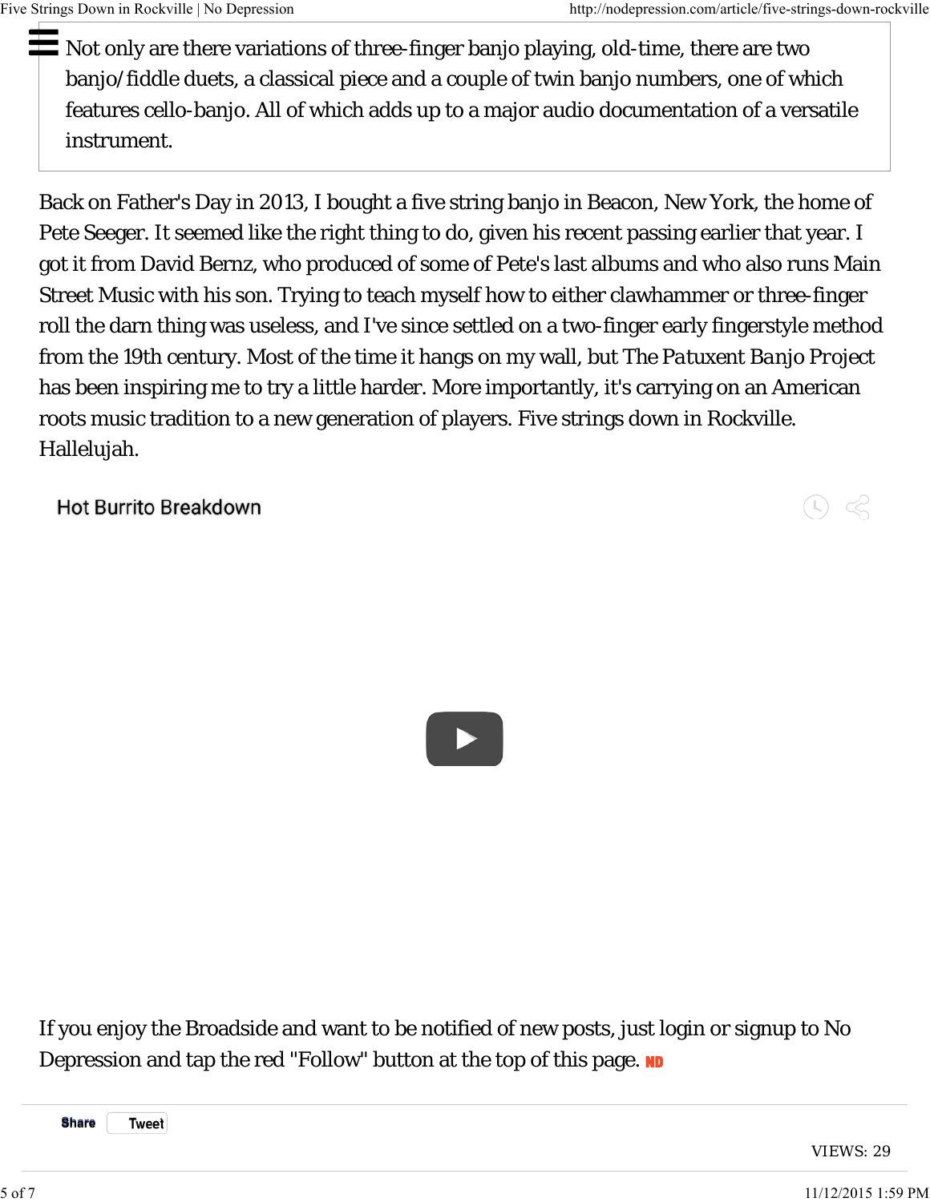Not only are there variations of three-finger banjo playing, old-time, there are two banjo/fiddle duets, a classical piece and a couple of twin banjo numbers, one of which features cello-banjo. All of which adds up to a major audio documentation of a versatile instrument.

Back on Father's Day in 2013, I bought a five string banjo in Beacon, New York, the home of Pete Seeger. It seemed like the right thing to do, given his recent passing earlier that year. I got it from David Bernz, who produced of some of Pete's last albums and who also runs Main Street Music with his son. Trying to teach myself how to either clawhammer or three-finger roll the darn thing was useless, and I've since settled on a two-finger early fingerstyle method from the 19th century. Most of the time it hangs on my wall, but *The Patuxent Banjo Project* has been inspiring me to try a little harder. More importantly, it's carrying on an American roots music tradition to a new generation of players. Five strings down in Rockville. Hallelujah.

Hot Burrito Breakdown

If you enjoy the Broadside and want to be notified of new posts, just login or signup to No Depression and tap the red "Follow" button at the top of this page. ND

Share Tweet

VIEWS: 29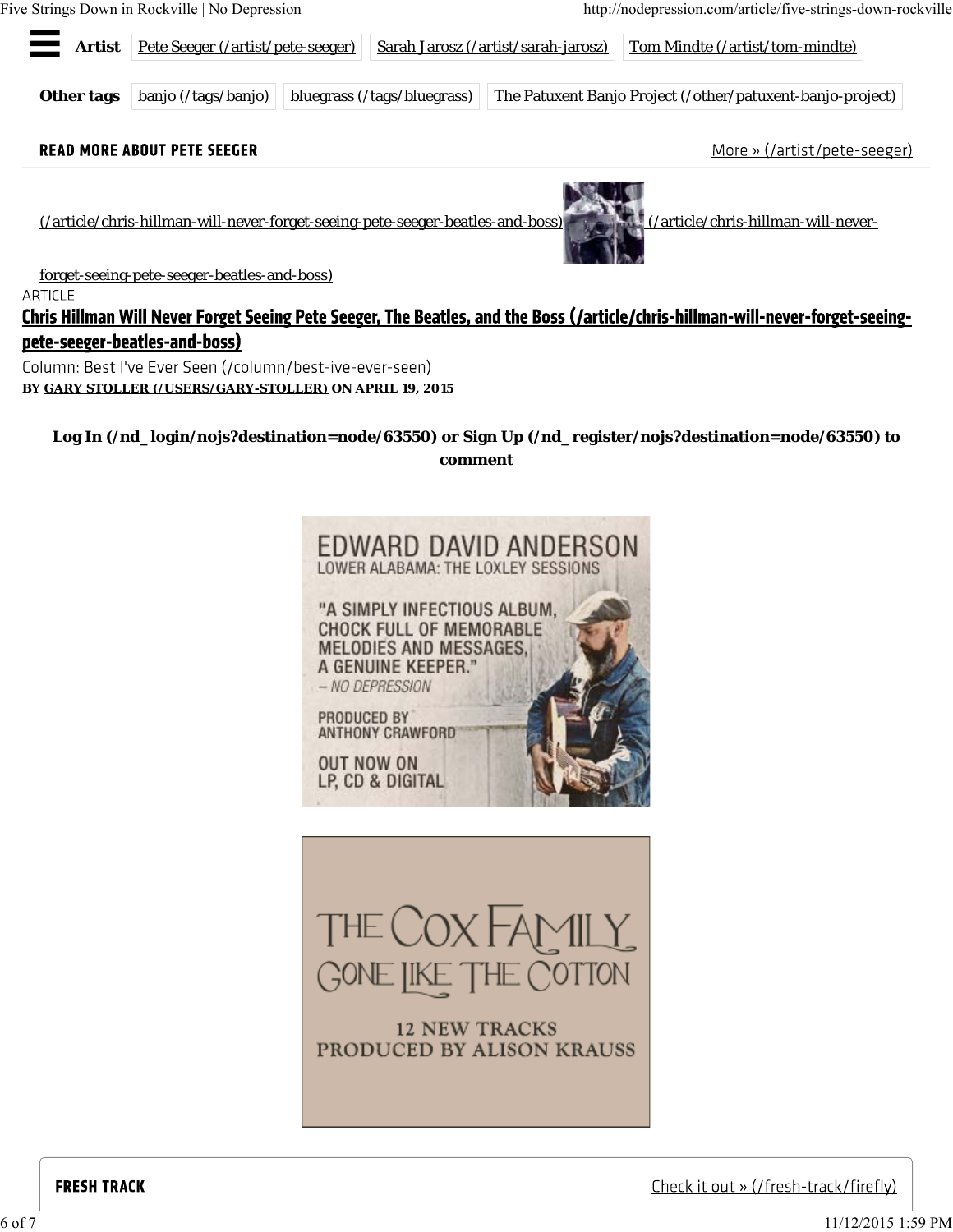**Artist** Pete Seeger (/artist/pete-seeger) Sarah Jarosz (/artist/sarah-jarosz) Tom Mindte (/artist/tom-mindte)

**Other tags** banjo (/tags/banjo) bluegrass (/tags/bluegrass) The Patuxent Banjo Project (/other/patuxent-banjo-project)

## READ MORE ABOUT PETE SEEGER

More » (/artist/pete-seeger)

(/article/chris-hillman-will-never-forget-seeing-pete-seeger-beatles-and-boss) (/article/chris-hillman-will-never-forget-seeing-pete-seeger-beatles-and-boss)

ARTICLE

### Chris Hillman Will Never Forget Seeing Pete Seeger, The Beatles, and the Boss (/article/chris-hillman-will-never-forget-seeing-pete-seeger-beatles-and-boss)

Column: Best I've Ever Seen (/column/best-ive-ever-seen)

**BY GARY STOLLER (/USERS/GARY-STOLLER) ON APRIL 19, 2015**

**Log In (/nd_login/nojs?destination=node/63550) or Sign Up (/nd_register/nojs?destination=node/63550) to comment**

EDWARD DAVID ANDERSON
LOWER ALABAMA: THE LOXLEY SESSIONS

"A SIMPLY INFECTIOUS ALBUM, CHOCK FULL OF MEMORABLE MELODIES AND MESSAGES, A GENUINE KEEPER."
– NO DEPRESSION

PRODUCED BY ANTHONY CRAWFORD

OUT NOW ON LP, CD & DIGITAL

THE COX FAMILY
GONE LIKE THE COTTON

12 NEW TRACKS
PRODUCED BY ALISON KRAUSS

## FRESH TRACK

Check it out » (/fresh-track/firefly)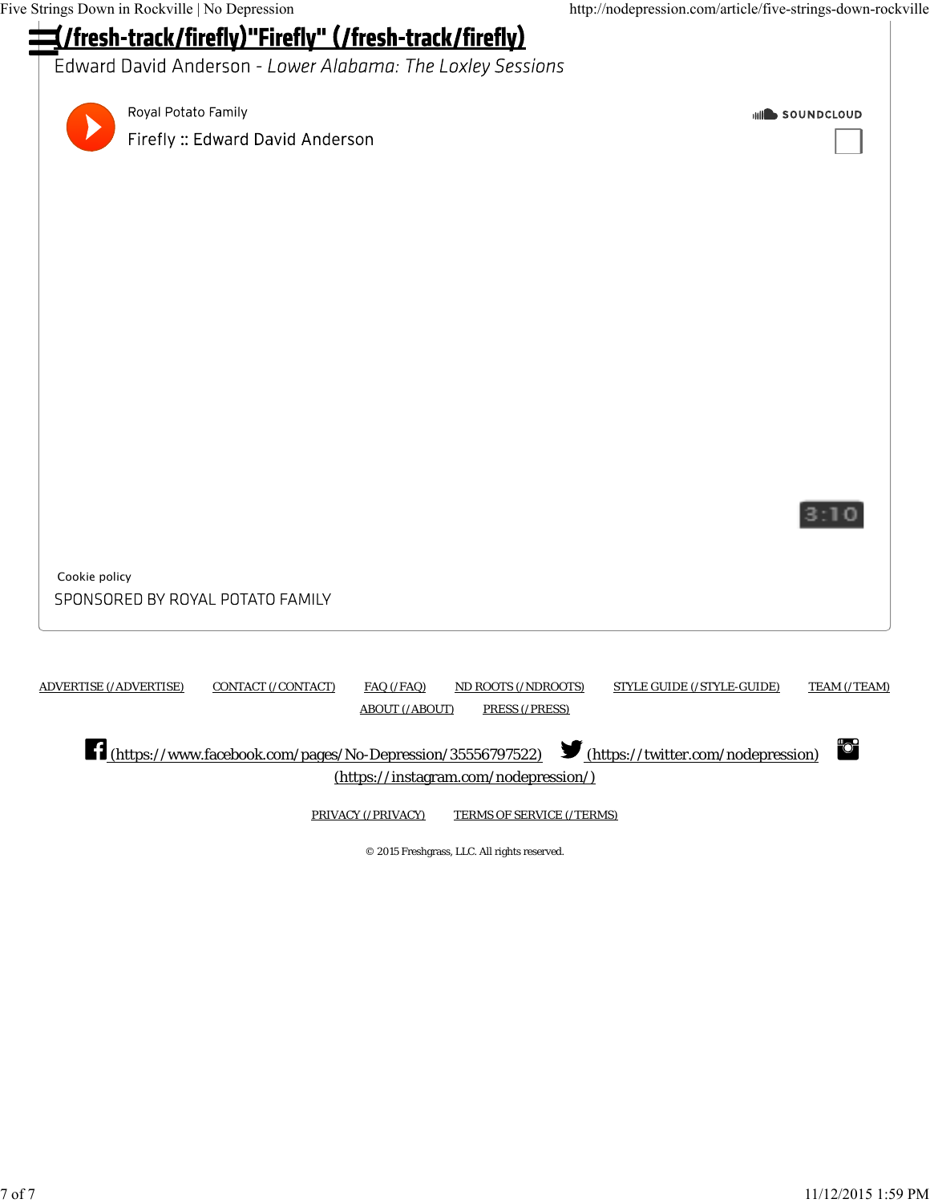## (/fresh-track/firefly)"Firefly" (/fresh-track/firefly)

Edward David Anderson - *Lower Alabama: The Loxley Sessions*

Royal Potato Family

Firefly :: Edward David Anderson

SOUNDCLOUD

3:10

Cookie policy

SPONSORED BY ROYAL POTATO FAMILY

ADVERTISE (/ADVERTISE) CONTACT (/CONTACT) FAQ (/FAQ) ND ROOTS (/NDROOTS) STYLE GUIDE (/STYLE-GUIDE) TEAM (/TEAM) ABOUT (/ABOUT) PRESS (/PRESS)

(https://www.facebook.com/pages/No-Depression/35556797522) (https://twitter.com/nodepression) (https://instagram.com/nodepression/)

PRIVACY (/PRIVACY) TERMS OF SERVICE (/TERMS)

© 2015 Freshgrass, LLC. All rights reserved.